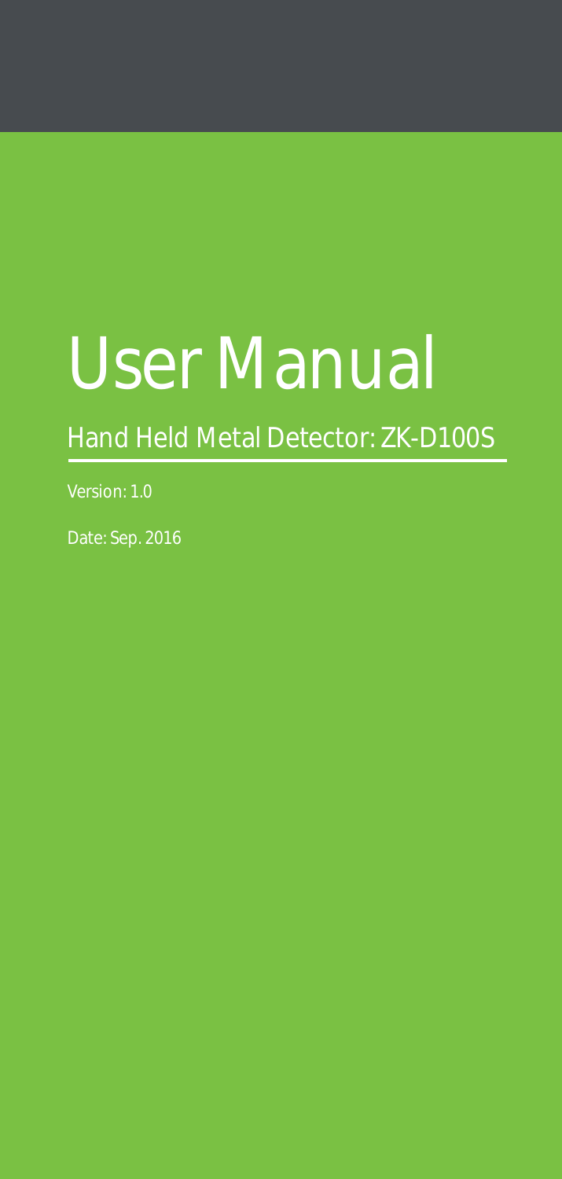# User Manual

## Hand Held Metal Detector: ZK-D100S

Version: 1.0

Date: Sep. 2016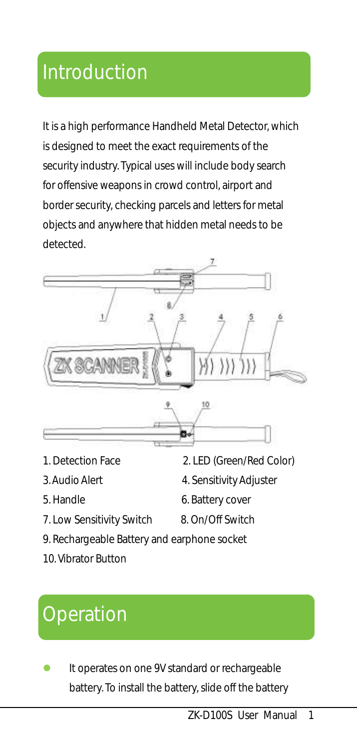## Introduction

It is a high performance Handheld Metal Detector, which is designed to meet the exact requirements of the security industry. Typical uses will include body search for offensive weapons in crowd control, airport and border security, checking parcels and letters for metal objects and anywhere that hidden metal needs to be detected.

1. Detection Face
2. LED (Green/Red Color)
3. Audio Alert
4. Sensitivity Adjuster
5. Handle
6. Battery cover
7. Low Sensitivity Switch
8. On/Off Switch
9. Rechargeable Battery and earphone socket
10. Vibrator Button

## Operation

- It operates on one 9V standard or rechargeable battery. To install the battery, slide off the battery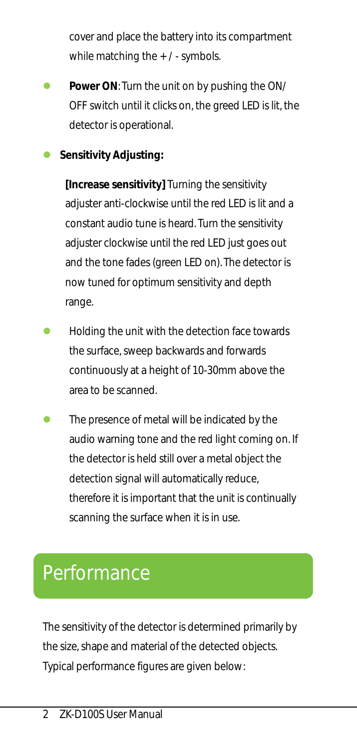cover and place the battery into its compartment while matching the + / - symbols.

- **Power ON**: Turn the unit on by pushing the ON/ OFF switch until it clicks on, the greed LED is lit, the detector is operational.
- **Sensitivity Adjusting:**

  **[Increase sensitivity]** Turning the sensitivity adjuster anti-clockwise until the red LED is lit and a constant audio tune is heard. Turn the sensitivity adjuster clockwise until the red LED just goes out and the tone fades (green LED on). The detector is now tuned for optimum sensitivity and depth range.

- Holding the unit with the detection face towards the surface, sweep backwards and forwards continuously at a height of 10-30mm above the area to be scanned.
- The presence of metal will be indicated by the audio warning tone and the red light coming on. If the detector is held still over a metal object the detection signal will automatically reduce, therefore it is important that the unit is continually scanning the surface when it is in use.

## Performance

The sensitivity of the detector is determined primarily by the size, shape and material of the detected objects. Typical performance figures are given below: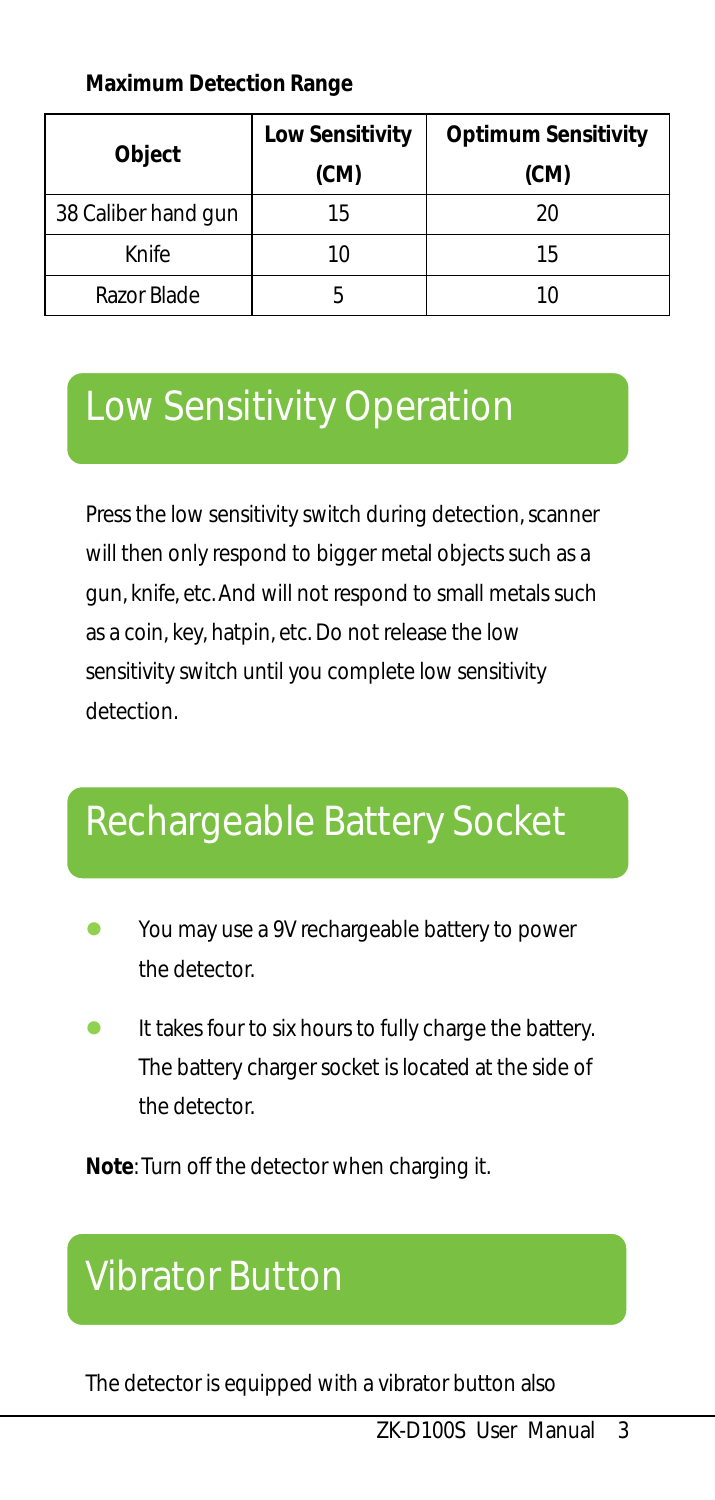**Maximum Detection Range**

| Object | Low Sensitivity (CM) | Optimum Sensitivity (CM) |
|---|---|---|
| 38 Caliber hand gun | 15 | 20 |
| Knife | 10 | 15 |
| Razor Blade | 5 | 10 |

## Low Sensitivity Operation

Press the low sensitivity switch during detection, scanner will then only respond to bigger metal objects such as a gun, knife, etc. And will not respond to small metals such as a coin, key, hatpin, etc. Do not release the low sensitivity switch until you complete low sensitivity detection.

## Rechargeable Battery Socket

- You may use a 9V rechargeable battery to power the detector.
- It takes four to six hours to fully charge the battery. The battery charger socket is located at the side of the detector.

**Note**: Turn off the detector when charging it.

## Vibrator Button

The detector is equipped with a vibrator button also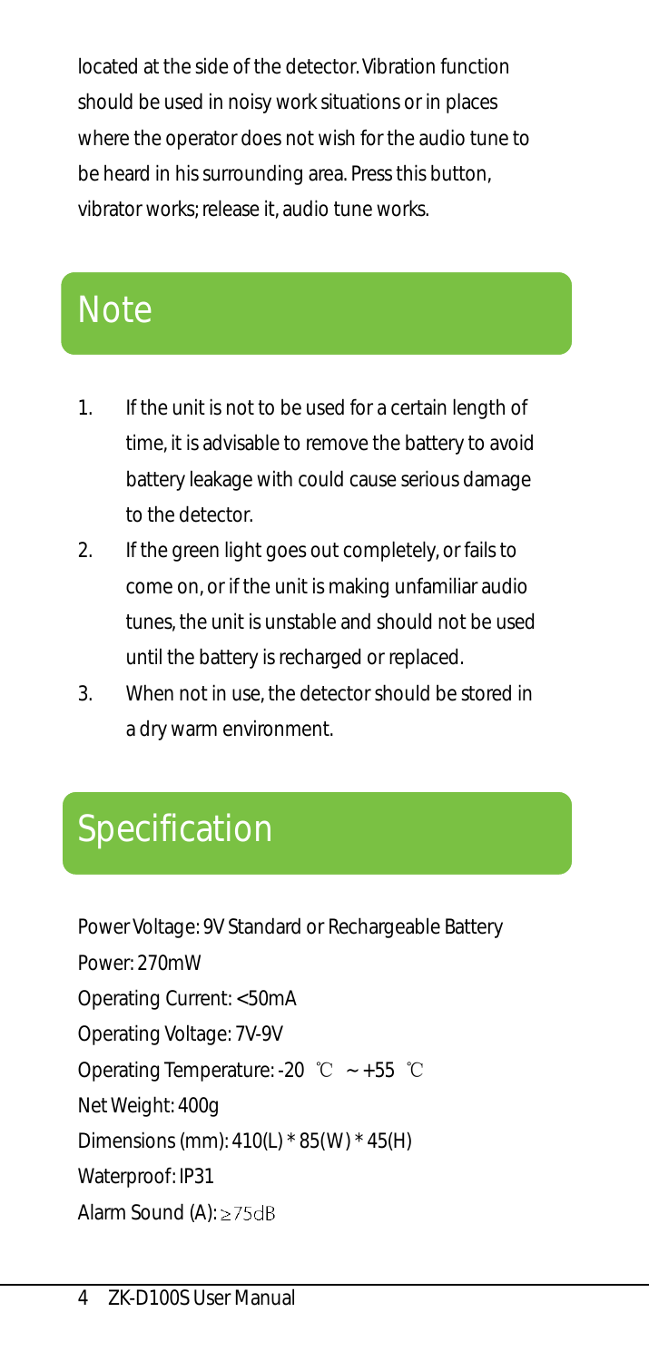located at the side of the detector. Vibration function should be used in noisy work situations or in places where the operator does not wish for the audio tune to be heard in his surrounding area. Press this button, vibrator works; release it, audio tune works.

## Note

1. If the unit is not to be used for a certain length of time, it is advisable to remove the battery to avoid battery leakage with could cause serious damage to the detector.
2. If the green light goes out completely, or fails to come on, or if the unit is making unfamiliar audio tunes, the unit is unstable and should not be used until the battery is recharged or replaced.
3. When not in use, the detector should be stored in a dry warm environment.

## Specification

Power Voltage: 9V Standard or Rechargeable Battery

Power: 270mW

Operating Current: <50mA

Operating Voltage: 7V-9V

Operating Temperature: -20 ℃ ~ +55 ℃

Net Weight: 400g

Dimensions (mm): 410(L) * 85(W) * 45(H)

Waterproof: IP31

Alarm Sound (A): ≥75dB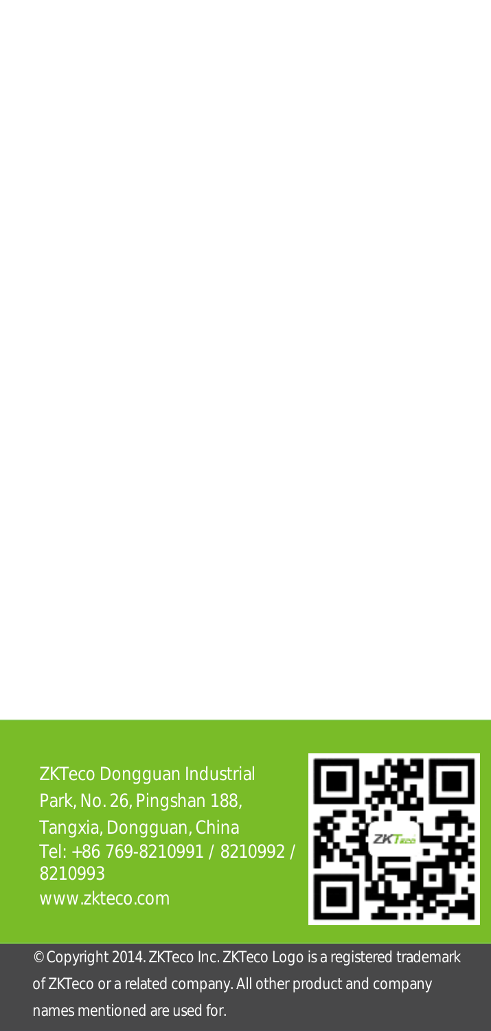ZKTeco Dongguan Industrial Park, No. 26, Pingshan 188, Tangxia, Dongguan, China
Tel: +86 769-8210991 / 8210992 / 8210993
www.zkteco.com

© Copyright 2014. ZKTeco Inc. ZKTeco Logo is a registered trademark of ZKTeco or a related company. All other product and company names mentioned are used for.